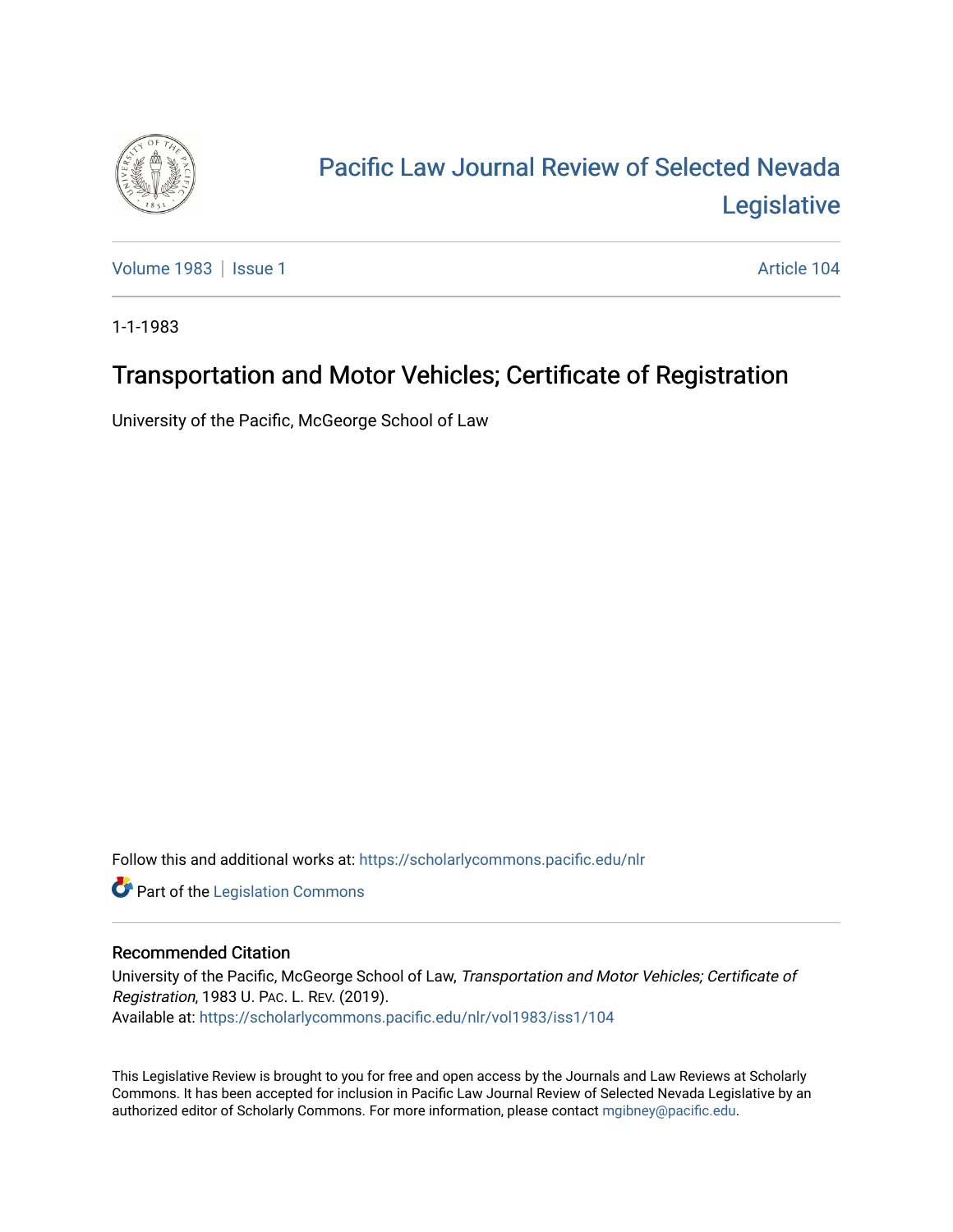# Pacific Law Journal Review of Selected Nevada Legislative

Volume 1983 | Issue 1 Article 104

1-1-1983

## Transportation and Motor Vehicles; Certificate of Registration

University of the Pacific, McGeorge School of Law

Follow this and additional works at: https://scholarlycommons.pacific.edu/nlr

Part of the Legislation Commons

### Recommended Citation

University of the Pacific, McGeorge School of Law, *Transportation and Motor Vehicles; Certificate of Registration*, 1983 U. Pac. L. Rev. (2019).
Available at: https://scholarlycommons.pacific.edu/nlr/vol1983/iss1/104

This Legislative Review is brought to you for free and open access by the Journals and Law Reviews at Scholarly Commons. It has been accepted for inclusion in Pacific Law Journal Review of Selected Nevada Legislative by an authorized editor of Scholarly Commons. For more information, please contact mgibney@pacific.edu.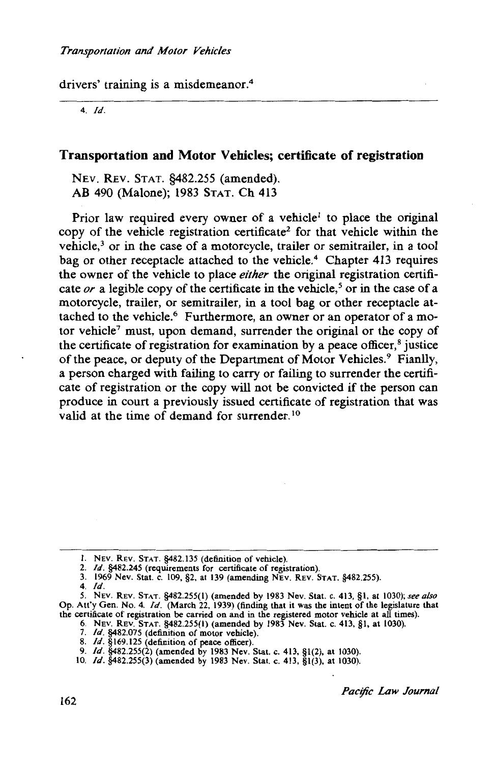drivers' training is a misdemeanor.[4]

4. *Id.*

## Transportation and Motor Vehicles; certificate of registration

NEV. REV. STAT. §482.255 (amended).
AB 490 (Malone); 1983 STAT. Ch 413

Prior law required every owner of a vehicle[1] to place the original copy of the vehicle registration certificate[2] for that vehicle within the vehicle,[3] or in the case of a motorcycle, trailer or semitrailer, in a tool bag or other receptacle attached to the vehicle.[4] Chapter 413 requires the owner of the vehicle to place *either* the original registration certificate *or* a legible copy of the certificate in the vehicle,[5] or in the case of a motorcycle, trailer, or semitrailer, in a tool bag or other receptacle attached to the vehicle.[6] Furthermore, an owner or an operator of a motor vehicle[7] must, upon demand, surrender the original or the copy of the certificate of registration for examination by a peace officer,[8] justice of the peace, or deputy of the Department of Motor Vehicles.[9] Fianlly, a person charged with failing to carry or failing to surrender the certificate of registration or the copy will not be convicted if the person can produce in court a previously issued certificate of registration that was valid at the time of demand for surrender.[10]

1. NEV. REV. STAT. §482.135 (definition of vehicle).
2. *Id.* §482.245 (requirements for certificate of registration).
3. 1969 Nev. Stat. c. 109, §2, at 139 (amending NEV. REV. STAT. §482.255).
4. *Id.*
5. NEV. REV. STAT. §482.255(1) (amended by 1983 Nev. Stat. c. 413, §1, at 1030); *see also* Op. Att'y Gen. No. 4. *Id.* (March 22, 1939) (finding that it was the intent of the legislature that the certificate of registration be carried on and in the registered motor vehicle at all times).
6. NEV. REV. STAT. §482.255(1) (amended by 1983 Nev. Stat. c. 413, §1, at 1030).
7. *Id.* §482.075 (definition of motor vehicle).
8. *Id.* §169.125 (definition of peace officer).
9. *Id.* §482.255(2) (amended by 1983 Nev. Stat. c. 413, §1(2), at 1030).
10. *Id.* §482.255(3) (amended by 1983 Nev. Stat. c. 413, §1(3), at 1030).